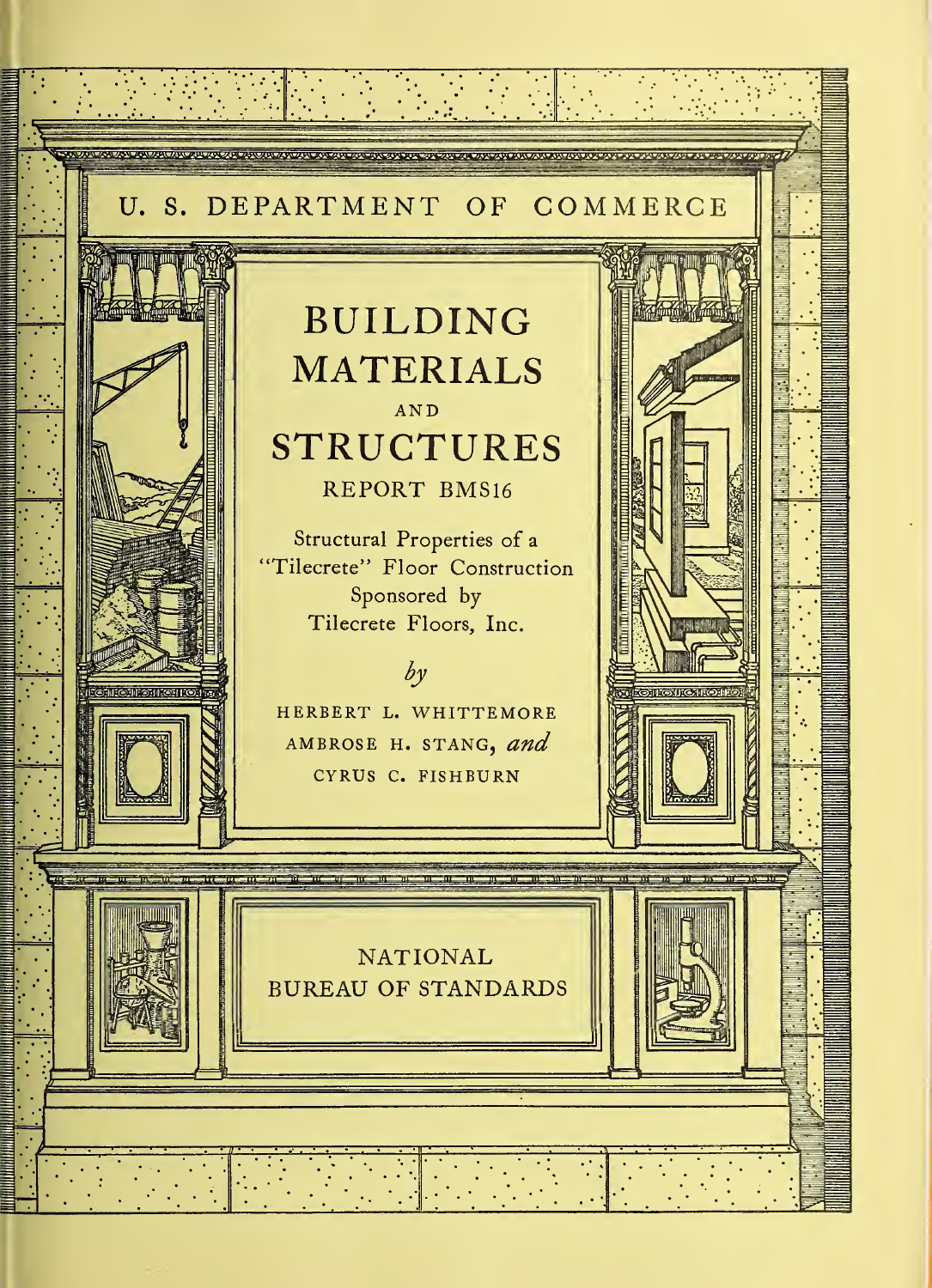U. S. DEPARTMENT OF COMMERCE

# BUILDING MATERIALS AND STRUCTURES

REPORT BMS16

## Structural Properties of a "Tilecrete" Floor Construction Sponsored by Tilecrete Floors, Inc.

*by*

HERBERT L. WHITTEMORE
AMBROSE H. STANG, *and*
CYRUS C. FISHBURN

NATIONAL BUREAU OF STANDARDS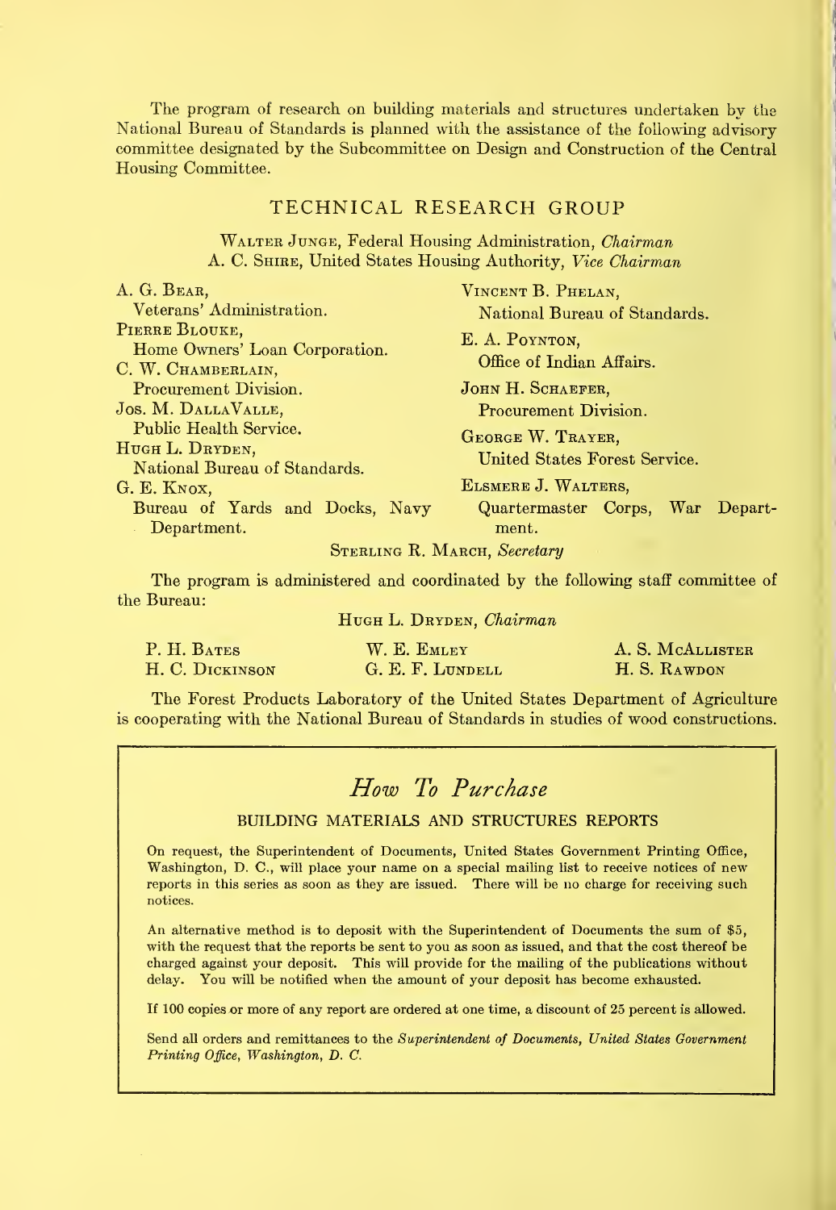The program of research on building materials and structures undertaken by the National Bureau of Standards is planned with the assistance of the following advisory committee designated by the Subcommittee on Design and Construction of the Central Housing Committee.

## TECHNICAL RESEARCH GROUP

WALTER JUNGE, Federal Housing Administration, *Chairman*
A. C. SHIRE, United States Housing Authority, *Vice Chairman*

A. G. BEAR, Veterans' Administration.

PIERRE BLOUKE, Home Owners' Loan Corporation.

C. W. CHAMBERLAIN, Procurement Division.

JOS. M. DALLAVALLE, Public Health Service.

HUGH L. DRYDEN, National Bureau of Standards.

G. E. KNOX, Bureau of Yards and Docks, Navy Department.

VINCENT B. PHELAN, National Bureau of Standards.

E. A. POYNTON, Office of Indian Affairs.

JOHN H. SCHAEFER, Procurement Division.

GEORGE W. TRAYER, United States Forest Service.

ELSMERE J. WALTERS, Quartermaster Corps, War Department.

STERLING R. MARCH, *Secretary*

The program is administered and coordinated by the following staff committee of the Bureau:

HUGH L. DRYDEN, *Chairman*

P. H. BATES
H. C. DICKINSON
W. E. EMLEY
G. E. F. LUNDELL
A. S. MCALLISTER
H. S. RAWDON

The Forest Products Laboratory of the United States Department of Agriculture is cooperating with the National Bureau of Standards in studies of wood constructions.

## *How To Purchase*

### BUILDING MATERIALS AND STRUCTURES REPORTS

On request, the Superintendent of Documents, United States Government Printing Office, Washington, D. C., will place your name on a special mailing list to receive notices of new reports in this series as soon as they are issued. There will be no charge for receiving such notices.

An alternative method is to deposit with the Superintendent of Documents the sum of $5, with the request that the reports be sent to you as soon as issued, and that the cost thereof be charged against your deposit. This will provide for the mailing of the publications without delay. You will be notified when the amount of your deposit has become exhausted.

If 100 copies or more of any report are ordered at one time, a discount of 25 percent is allowed.

Send all orders and remittances to the *Superintendent of Documents, United States Government Printing Office, Washington, D. C.*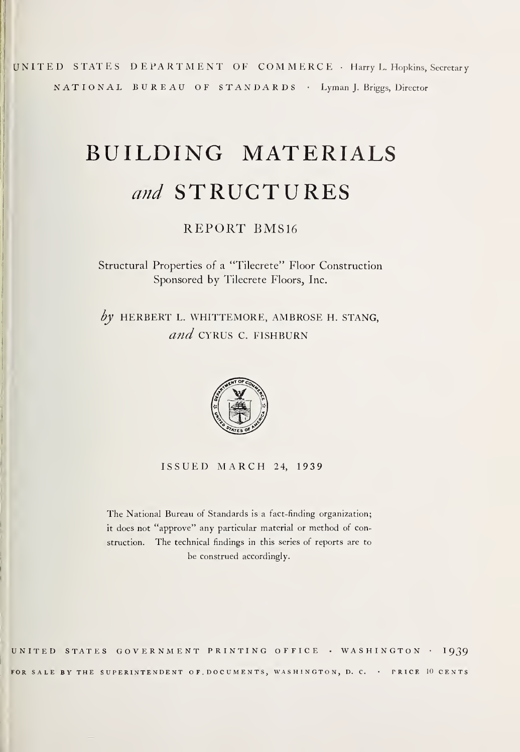UNITED STATES DEPARTMENT OF COMMERCE · Harry L. Hopkins, Secretary

NATIONAL BUREAU OF STANDARDS · Lyman J. Briggs, Director

# BUILDING MATERIALS *and* STRUCTURES

## REPORT BMS16

Structural Properties of a "Tilecrete" Floor Construction Sponsored by Tilecrete Floors, Inc.

*by* HERBERT L. WHITTEMORE, AMBROSE H. STANG, *and* CYRUS C. FISHBURN

ISSUED MARCH 24, 1939

The National Bureau of Standards is a fact-finding organization; it does not "approve" any particular material or method of construction. The technical findings in this series of reports are to be construed accordingly.

UNITED STATES GOVERNMENT PRINTING OFFICE · WASHINGTON · 1939

FOR SALE BY THE SUPERINTENDENT OF DOCUMENTS, WASHINGTON, D. C. · PRICE 10 CENTS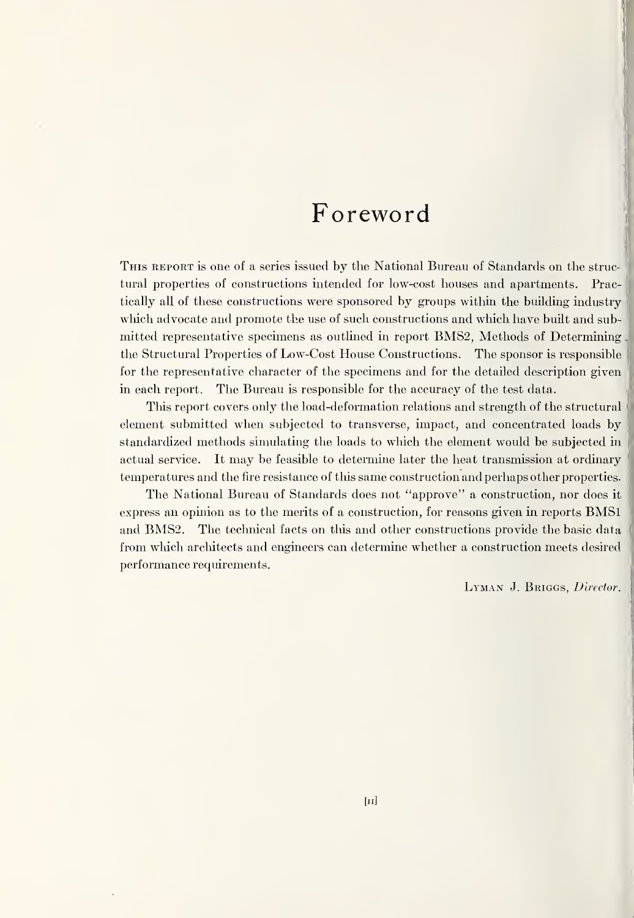# Foreword

This report is one of a series issued by the National Bureau of Standards on the structural properties of constructions intended for low-cost houses and apartments. Practically all of these constructions were sponsored by groups within the building industry which advocate and promote the use of such constructions and which have built and submitted representative specimens as outlined in report BMS2, Methods of Determining the Structural Properties of Low-Cost House Constructions. The sponsor is responsible for the representative character of the specimens and for the detailed description given in each report. The Bureau is responsible for the accuracy of the test data.

This report covers only the load-deformation relations and strength of the structural element submitted when subjected to transverse, impact, and concentrated loads by standardized methods simulating the loads to which the element would be subjected in actual service. It may be feasible to determine later the heat transmission at ordinary temperatures and the fire resistance of this same construction and perhaps other properties.

The National Bureau of Standards does not "approve" a construction, nor does it express an opinion as to the merits of a construction, for reasons given in reports BMS1 and BMS2. The technical facts on this and other constructions provide the basic data from which architects and engineers can determine whether a construction meets desired performance requirements.

Lyman J. Briggs, *Director.*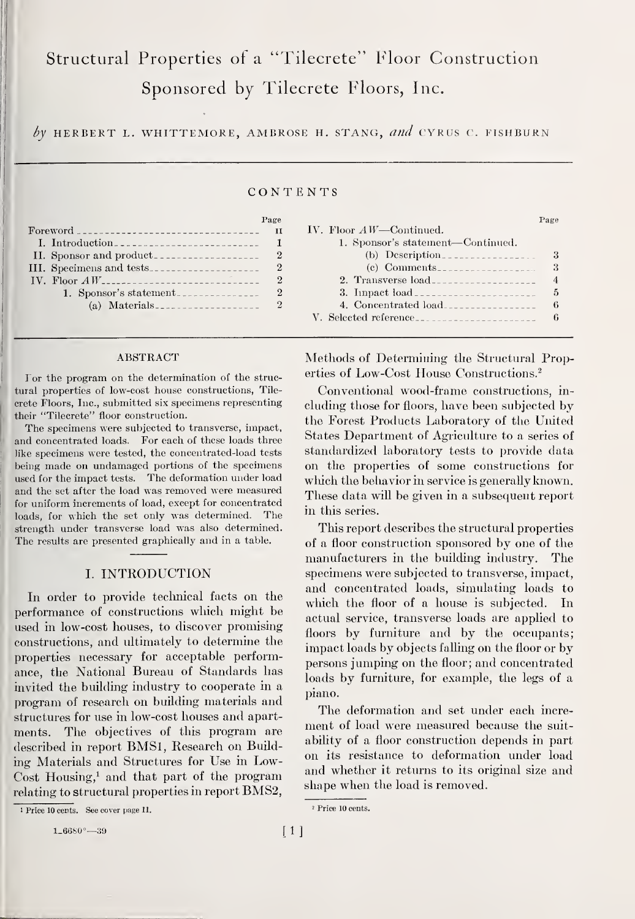# Structural Properties of a "Tilecrete" Floor Construction Sponsored by Tilecrete Floors, Inc.

*by* HERBERT L. WHITTEMORE, AMBROSE H. STANG, *and* CYRUS C. FISHBURN

## CONTENTS

| | Page |
|---|---|
| Foreword | II |
| I. Introduction | 1 |
| II. Sponsor and product | 2 |
| III. Specimens and tests | 2 |
| IV. Floor *AW* | 2 |
| 1. Sponsor's statement | 2 |
| (a) Materials | 2 |
| (b) Description | 3 |
| (c) Comments | 3 |
| 2. Transverse load | 4 |
| 3. Impact load | 5 |
| 4. Concentrated load | 6 |
| V. Selected reference | 6 |

### ABSTRACT

For the program on the determination of the structural properties of low-cost house constructions, Tilecrete Floors, Inc., submitted six specimens representing their "Tilecrete" floor construction.

The specimens were subjected to transverse, impact, and concentrated loads. For each of these loads three like specimens were tested, the concentrated-load tests being made on undamaged portions of the specimens used for the impact tests. The deformation under load and the set after the load was removed were measured for uniform increments of load, except for concentrated loads, for which the set only was determined. The strength under transverse load was also determined. The results are presented graphically and in a table.

## I. INTRODUCTION

In order to provide technical facts on the performance of constructions which might be used in low-cost houses, to discover promising constructions, and ultimately to determine the properties necessary for acceptable performance, the National Bureau of Standards has invited the building industry to cooperate in a program of research on building materials and structures for use in low-cost houses and apartments. The objectives of this program are described in report BMS1, Research on Building Materials and Structures for Use in Low-Cost Housing,[1] and that part of the program relating to structural properties in report BMS2, Methods of Determining the Structural Properties of Low-Cost House Constructions.[2]

Conventional wood-frame constructions, including those for floors, have been subjected by the Forest Products Laboratory of the United States Department of Agriculture to a series of standardized laboratory tests to provide data on the properties of some constructions for which the behavior in service is generally known. These data will be given in a subsequent report in this series.

This report describes the structural properties of a floor construction sponsored by one of the manufacturers in the building industry. The specimens were subjected to transverse, impact, and concentrated loads, simulating loads to which the floor of a house is subjected. In actual service, transverse loads are applied to floors by furniture and by the occupants; impact loads by objects falling on the floor or by persons jumping on the floor; and concentrated loads by furniture, for example, the legs of a piano.

The deformation and set under each increment of load were measured because the suitability of a floor construction depends in part on its resistance to deformation under load and whether it returns to its original size and shape when the load is removed.

[1] Price 10 cents. See cover page II.

[2] Price 10 cents.

1_6680°—39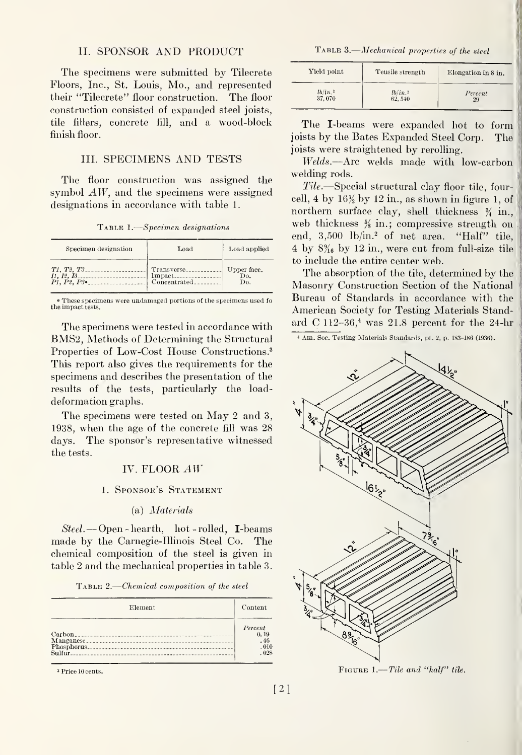## II. SPONSOR AND PRODUCT

The specimens were submitted by Tilecrete Floors, Inc., St. Louis, Mo., and represented their "Tilecrete" floor construction. The floor construction consisted of expanded steel joists, tile fillers, concrete fill, and a wood-block finish floor.

## III. SPECIMENS AND TESTS

The floor construction was assigned the symbol *AW*, and the specimens were assigned designations in accordance with table 1.

TABLE 1.—*Specimen designations*

| Specimen designation | Load | Load applied |
|---|---|---|
| *T1, T2, T3* | Transverse | Upper face. |
| *I1, I2, I3* | Impact | Do. |
| *P1, P2, P3*[a] | Concentrated | Do. |

[a] These specimens were undamaged portions of the specimens used fo the impact tests.

The specimens were tested in accordance with BMS2, Methods of Determining the Structural Properties of Low-Cost House Constructions.[3] This report also gives the requirements for the specimens and describes the presentation of the results of the tests, particularly the load-deformation graphs.

The specimens were tested on May 2 and 3, 1938, when the age of the concrete fill was 28 days. The sponsor's representative witnessed the tests.

## IV. FLOOR AW

### 1. SPONSOR'S STATEMENT

#### (a) *Materials*

*Steel.*—Open-hearth, hot-rolled, **I**-beams made by the Carnegie-Illinois Steel Co. The chemical composition of the steel is given in table 2 and the mechanical properties in table 3.

TABLE 2.—*Chemical composition of the steel*

| Element | Content |
|---|---|
| | *Percent* |
| Carbon | 0.19 |
| Manganese | .46 |
| Phosphorus | .010 |
| Sulfur | .028 |

[3] Price 10 cents.

TABLE 3.—*Mechanical properties of the steel*

| Yield point | Tensile strength | Elongation in 8 in. |
|---|---|---|
| *lb/in.*$^2$ | *lb/in.*$^2$ | *Percent* |
| 37,070 | 62,540 | 29 |

The **I**-beams were expanded hot to form joists by the Bates Expanded Steel Corp. The joists were straightened by rerolling.

*Welds.*—Arc welds made with low-carbon welding rods.

*Tile.*—Special structural clay floor tile, four-cell, 4 by 16½ by 12 in., as shown in figure 1, of northern surface clay, shell thickness ¾ in., web thickness ⅝ in.; compressive strength on end, 3,500 lb/in.$^2$ of net area. "Half" tile, 4 by 8$\frac{9}{16}$ by 12 in., were cut from full-size tile to include the entire center web.

The absorption of the tile, determined by the Masonry Construction Section of the National Bureau of Standards in accordance with the American Society for Testing Materials Standard C 112–36,[4] was 21.8 percent for the 24-hr

[4] Am. Soc. Testing Materials Standards, pt. 2, p. 183–186 (1936).

FIGURE 1.—*Tile and "half" tile.*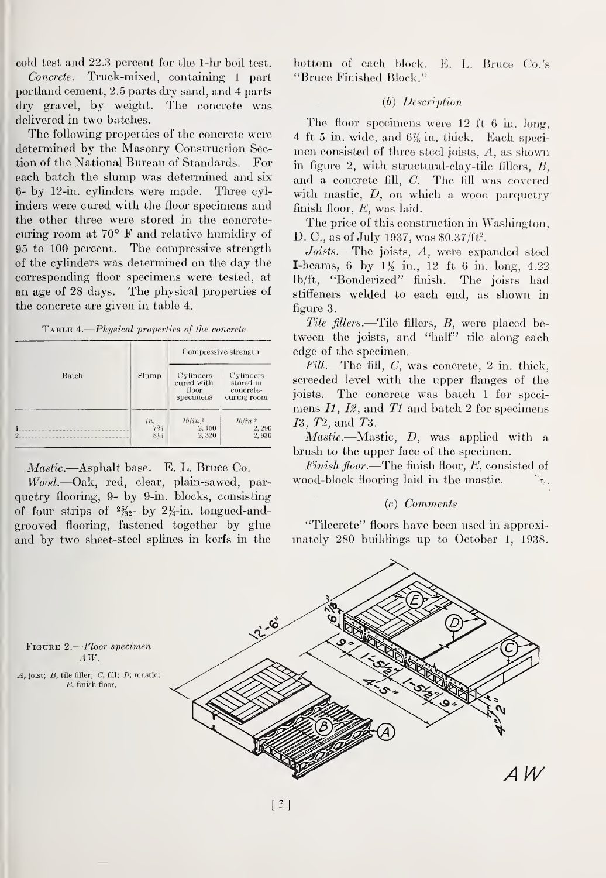cold test and 22.3 percent for the 1-hr boil test.

*Concrete.*—Truck-mixed, containing 1 part portland cement, 2.5 parts dry sand, and 4 parts dry gravel, by weight. The concrete was delivered in two batches.

The following properties of the concrete were determined by the Masonry Construction Section of the National Bureau of Standards. For each batch the slump was determined and six 6- by 12-in. cylinders were made. Three cylinders were cured with the floor specimens and the other three were stored in the concrete-curing room at 70° F and relative humidity of 95 to 100 percent. The compressive strength of the cylinders was determined on the day the corresponding floor specimens were tested, at an age of 28 days. The physical properties of the concrete are given in table 4.

Table 4.—*Physical properties of the concrete*

| Batch | Slump | Compressive strength | |
|---|---|---|---|
| | | Cylinders cured with floor specimens | Cylinders stored in concrete-curing room |
| | *in.* | *lb/in.*² | *lb/in.*² |
| 1 | 7¾ | 2,150 | 2,290 |
| 2 | 8¼ | 2,320 | 2,930 |

*Mastic.*—Asphalt base. E. L. Bruce Co.

*Wood.*—Oak, red, clear, plain-sawed, parquetry flooring, 9- by 9-in. blocks, consisting of four strips of 25/32- by 2¼-in. tongued-and-grooved flooring, fastened together by glue and by two sheet-steel splines in kerfs in the bottom of each block. E. L. Bruce Co.'s "Bruce Finished Block."

### (b) *Description*

The floor specimens were 12 ft 6 in. long, 4 ft 5 in. wide, and 6⅞ in. thick. Each specimen consisted of three steel joists, *A*, as shown in figure 2, with structural-clay-tile fillers, *B*, and a concrete fill, *C*. The fill was covered with mastic, *D*, on which a wood parquetry finish floor, *E*, was laid.

The price of this construction in Washington, D. C., as of July 1937, was \$0.37/ft².

*Joists.*—The joists, *A*, were expanded steel I-beams, 6 by 1½ in., 12 ft 6 in. long, 4.22 lb/ft, "Bonderized" finish. The joists had stiffeners welded to each end, as shown in figure 3.

*Tile fillers.*—Tile fillers, *B*, were placed between the joists, and "half" tile along each edge of the specimen.

*Fill.*—The fill, *C*, was concrete, 2 in. thick, screeded level with the upper flanges of the joists. The concrete was batch 1 for specimens *I1*, *I2*, and *T1* and batch 2 for specimens *I3*, *T2*, and *T3*.

*Mastic.*—Mastic, *D*, was applied with a brush to the upper face of the specimen.

*Finish floor.*—The finish floor, *E*, consisted of wood-block flooring laid in the mastic.

### (c) *Comments*

"Tilecrete" floors have been used in approximately 280 buildings up to October 1, 1938.

Figure 2.—*Floor specimen AW.*

*A*, joist; *B*, tile filler; *C*, fill; *D*, mastic; *E*, finish floor.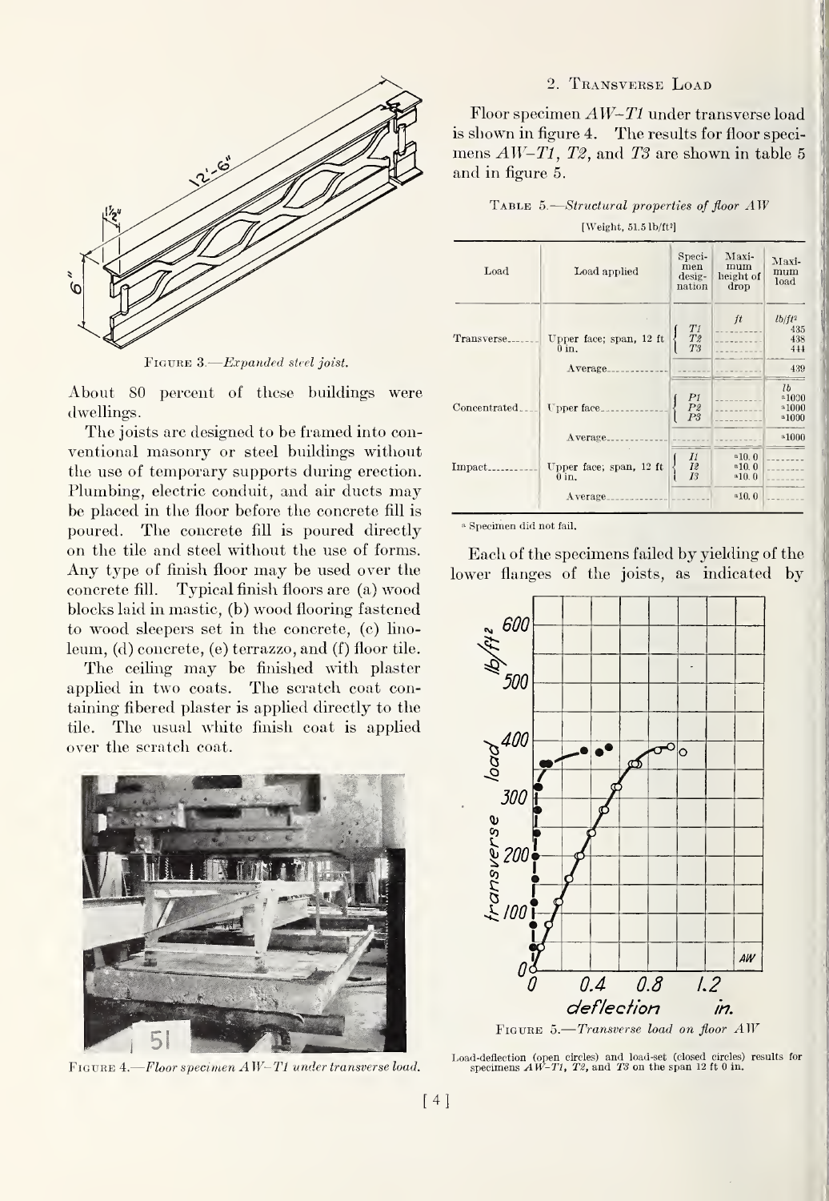Figure 3.—*Expanded steel joist.*

About 80 percent of these buildings were dwellings.

The joists are designed to be framed into conventional masonry or steel buildings without the use of temporary supports during erection. Plumbing, electric conduit, and air ducts may be placed in the floor before the concrete fill is poured. The concrete fill is poured directly on the tile and steel without the use of forms. Any type of finish floor may be used over the concrete fill. Typical finish floors are (a) wood blocks laid in mastic, (b) wood flooring fastened to wood sleepers set in the concrete, (c) linoleum, (d) concrete, (e) terrazzo, and (f) floor tile.

The ceiling may be finished with plaster applied in two coats. The scratch coat containing fibered plaster is applied directly to the tile. The usual white finish coat is applied over the scratch coat.

Figure 4.—*Floor specimen AW–T1 under transverse load.*

## 2. Transverse Load

Floor specimen *AW–T1* under transverse load is shown in figure 4. The results for floor specimens *AW–T1, T2,* and *T3* are shown in table 5 and in figure 5.

Table 5.—*Structural properties of floor AW*

[Weight, 51.5 lb/ft²]

| Load | Load applied | Specimen designation | Maximum height of drop | Maximum load |
|---|---|---|---|---|
| | | | *ft* | *lb/ft²* |
| Transverse | Upper face; span, 12 ft 0 in. | *T1* | | 435 |
| | | *T2* | | 438 |
| | | *T3* | | 444 |
| | Average | | | 439 |
| | | | | *lb* |
| Concentrated | Upper face | *P1* | | [a]1000 |
| | | *P2* | | [a]1000 |
| | | *P3* | | [a]1000 |
| | Average | | | [a]1000 |
| Impact | Upper face; span, 12 ft 0 in. | *I1* | [a]10.0 | |
| | | *I2* | [a]10.0 | |
| | | *I3* | [a]10.0 | |
| | Average | | [a]10.0 | |

[a] Specimen did not fail.

Each of the specimens failed by yielding of the lower flanges of the joists, as indicated by

Figure 5.—*Transverse load on floor AW*

Load-deflection (open circles) and load-set (closed circles) results for specimens *AW–T1, T2,* and *T3* on the span 12 ft 0 in.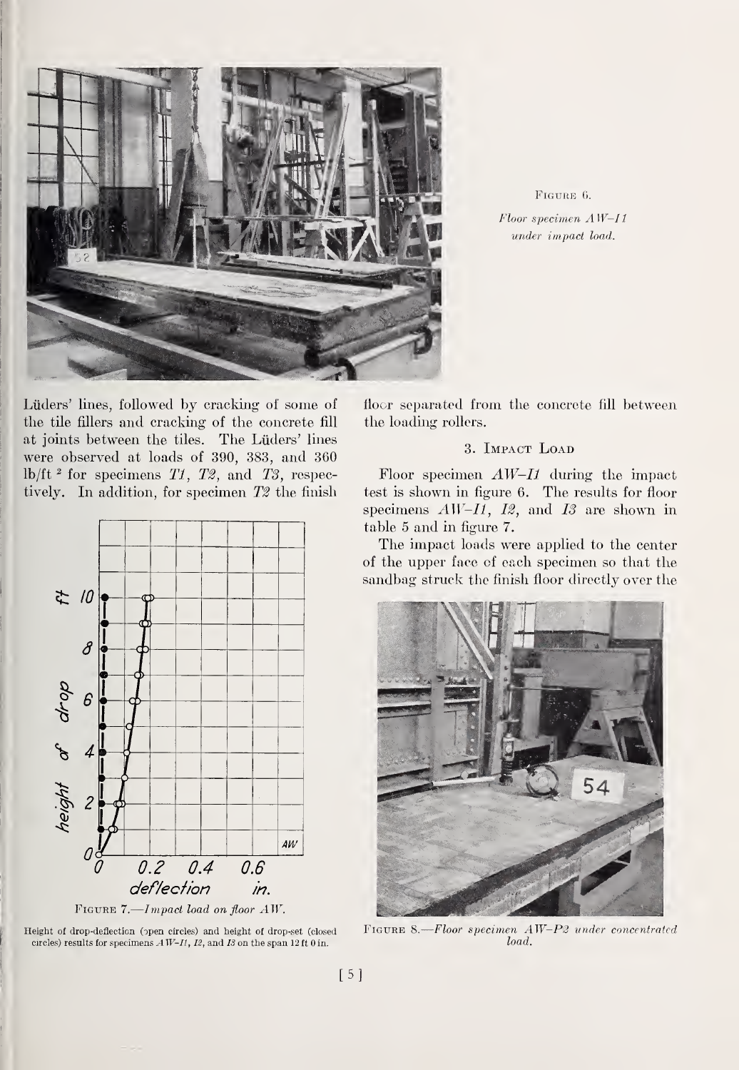Figure 6.
*Floor specimen AW–I1 under impact load.*

Lüders' lines, followed by cracking of some of the tile fillers and cracking of the concrete fill at joints between the tiles. The Lüders' lines were observed at loads of 390, 383, and 360 lb/ft$^2$ for specimens *T1*, *T2*, and *T3*, respectively. In addition, for specimen *T2* the finish floor separated from the concrete fill between the loading rollers.

### 3. Impact Load

Floor specimen *AW–I1* during the impact test is shown in figure 6. The results for floor specimens *AW–I1*, *I2*, and *I3* are shown in table 5 and in figure 7.

The impact loads were applied to the center of the upper face of each specimen so that the sandbag struck the finish floor directly over the

Figure 7.—*Impact load on floor AW.*

Height of drop-deflection (open circles) and height of drop-set (closed circles) results for specimens *AW–I1*, *I2*, and *I3* on the span 12 ft 0 in.

Figure 8.—*Floor specimen AW–P2 under concentrated load.*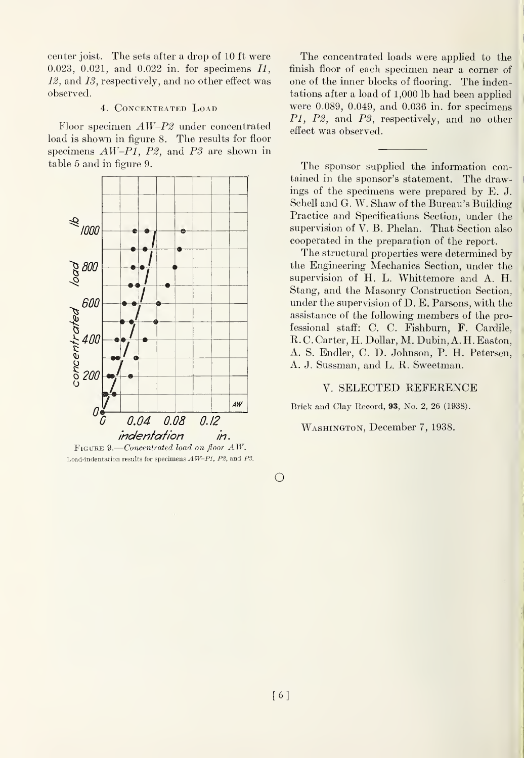center joist. The sets after a drop of 10 ft were 0.023, 0.021, and 0.022 in. for specimens *I1*, *I2*, and *I3*, respectively, and no other effect was observed.

#### 4. Concentrated Load

Floor specimen *AW–P2* under concentrated load is shown in figure 8. The results for floor specimens *AW–P1*, *P2*, and *P3* are shown in table 5 and in figure 9.

FIGURE 9.—*Concentrated load on floor AW.*
Load-indentation results for specimens *AW–P1*, *P2*, and *P3*.

The concentrated loads were applied to the finish floor of each specimen near a corner of one of the inner blocks of flooring. The indentations after a load of 1,000 lb had been applied were 0.089, 0.049, and 0.036 in. for specimens *P1*, *P2*, and *P3*, respectively, and no other effect was observed.

---

The sponsor supplied the information contained in the sponsor's statement. The drawings of the specimens were prepared by E. J. Schell and G. W. Shaw of the Bureau's Building Practice and Specifications Section, under the supervision of V. B. Phelan. That Section also cooperated in the preparation of the report.

The structural properties were determined by the Engineering Mechanics Section, under the supervision of H. L. Whittemore and A. H. Stang, and the Masonry Construction Section, under the supervision of D. E. Parsons, with the assistance of the following members of the professional staff: C. C. Fishburn, F. Cardile, R. C. Carter, H. Dollar, M. Dubin, A. H. Easton, A. S. Endler, C. D. Johnson, P. H. Petersen, A. J. Sussman, and L. R. Sweetman.

## V. SELECTED REFERENCE

Brick and Clay Record, **93**, No. 2, 26 (1938).

WASHINGTON, December 7, 1938.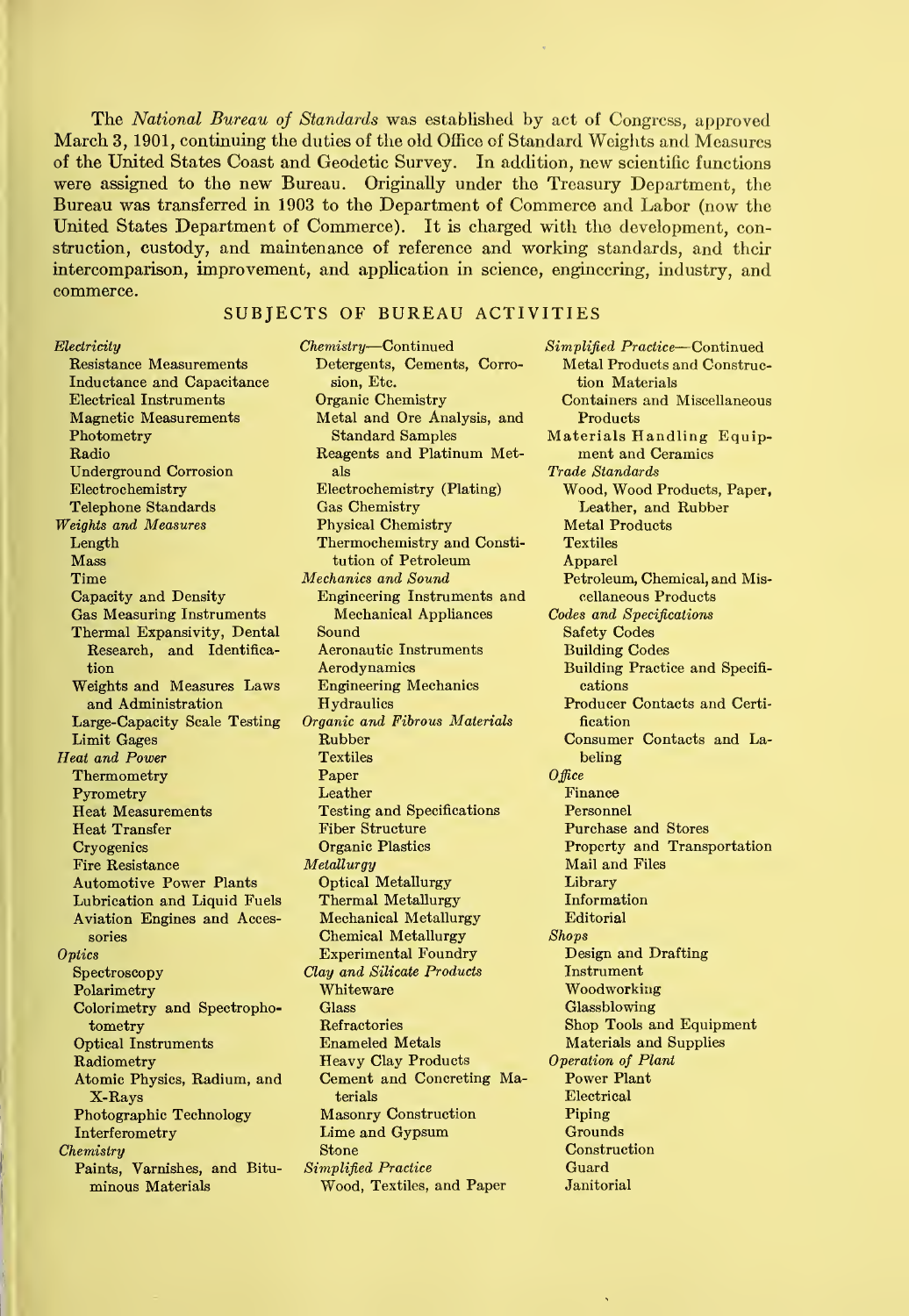The *National Bureau of Standards* was established by act of Congress, approved March 3, 1901, continuing the duties of the old Office of Standard Weights and Measures of the United States Coast and Geodetic Survey. In addition, new scientific functions were assigned to the new Bureau. Originally under the Treasury Department, the Bureau was transferred in 1903 to the Department of Commerce and Labor (now the United States Department of Commerce). It is charged with the development, construction, custody, and maintenance of reference and working standards, and their intercomparison, improvement, and application in science, engineering, industry, and commerce.

## SUBJECTS OF BUREAU ACTIVITIES

*Electricity*
- Resistance Measurements
- Inductance and Capacitance
- Electrical Instruments
- Magnetic Measurements
- Photometry
- Radio
- Underground Corrosion
- Electrochemistry
- Telephone Standards

*Weights and Measures*
- Length
- Mass
- Time
- Capacity and Density
- Gas Measuring Instruments
- Thermal Expansivity, Dental Research, and Identification
- Weights and Measures Laws and Administration
- Large-Capacity Scale Testing
- Limit Gages

*Heat and Power*
- Thermometry
- Pyrometry
- Heat Measurements
- Heat Transfer
- Cryogenics
- Fire Resistance
- Automotive Power Plants
- Lubrication and Liquid Fuels
- Aviation Engines and Accessories

*Optics*
- Spectroscopy
- Polarimetry
- Colorimetry and Spectrophotometry
- Optical Instruments
- Radiometry
- Atomic Physics, Radium, and X-Rays
- Photographic Technology
- Interferometry

*Chemistry*
- Paints, Varnishes, and Bituminous Materials
- Detergents, Cements, Corrosion, Etc.
- Organic Chemistry
- Metal and Ore Analysis, and Standard Samples
- Reagents and Platinum Metals
- Electrochemistry (Plating)
- Gas Chemistry
- Physical Chemistry
- Thermochemistry and Constitution of Petroleum

*Mechanics and Sound*
- Engineering Instruments and Mechanical Appliances
- Sound
- Aeronautic Instruments
- Aerodynamics
- Engineering Mechanics
- Hydraulics

*Organic and Fibrous Materials*
- Rubber
- Textiles
- Paper
- Leather
- Testing and Specifications
- Fiber Structure
- Organic Plastics

*Metallurgy*
- Optical Metallurgy
- Thermal Metallurgy
- Mechanical Metallurgy
- Chemical Metallurgy
- Experimental Foundry

*Clay and Silicate Products*
- Whiteware
- Glass
- Refractories
- Enameled Metals
- Heavy Clay Products
- Cement and Concreting Materials
- Masonry Construction
- Lime and Gypsum
- Stone

*Simplified Practice*
- Wood, Textiles, and Paper
- Metal Products and Construction Materials
- Containers and Miscellaneous Products
- Materials Handling Equipment and Ceramics

*Trade Standards*
- Wood, Wood Products, Paper, Leather, and Rubber
- Metal Products
- Textiles
- Apparel
- Petroleum, Chemical, and Miscellaneous Products

*Codes and Specifications*
- Safety Codes
- Building Codes
- Building Practice and Specifications
- Producer Contacts and Certification
- Consumer Contacts and Labeling

*Office*
- Finance
- Personnel
- Purchase and Stores
- Property and Transportation
- Mail and Files
- Library
- Information
- Editorial

*Shops*
- Design and Drafting
- Instrument
- Woodworking
- Glassblowing
- Shop Tools and Equipment
- Materials and Supplies

*Operation of Plant*
- Power Plant
- Electrical
- Piping
- Grounds
- Construction
- Guard
- Janitorial